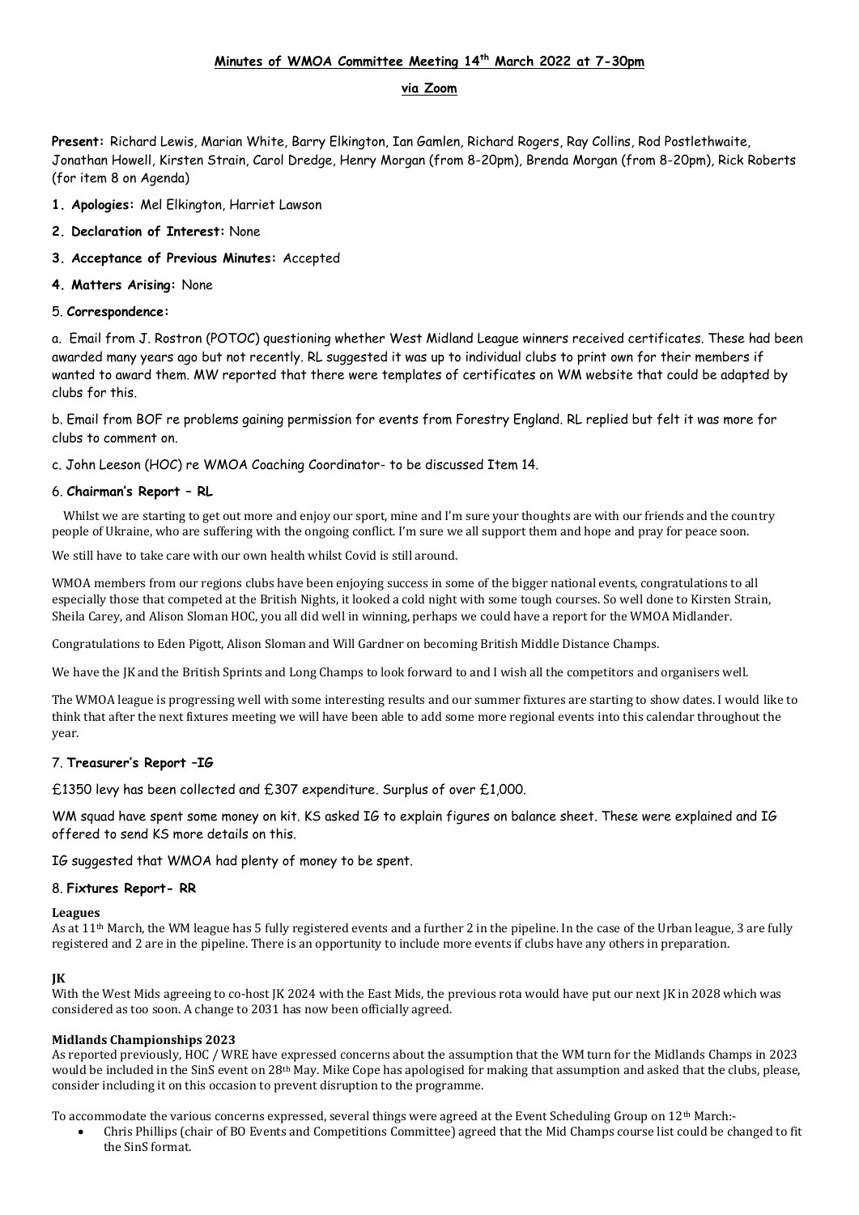# Minutes of WMOA Committee Meeting 14th March 2022 at 7-30pm

## via Zoom

**Present:** Richard Lewis, Marian White, Barry Elkington, Ian Gamlen, Richard Rogers, Ray Collins, Rod Postlethwaite, Jonathan Howell, Kirsten Strain, Carol Dredge, Henry Morgan (from 8-20pm), Brenda Morgan (from 8-20pm), Rick Roberts (for item 8 on Agenda)

1. **Apologies:** Mel Elkington, Harriet Lawson
2. **Declaration of Interest:** None
3. **Acceptance of Previous Minutes:** Accepted
4. **Matters Arising:** None

5. **Correspondence:**

a. Email from J. Rostron (POTOC) questioning whether West Midland League winners received certificates. These had been awarded many years ago but not recently. RL suggested it was up to individual clubs to print own for their members if wanted to award them. MW reported that there were templates of certificates on WM website that could be adapted by clubs for this.

b. Email from BOF re problems gaining permission for events from Forestry England. RL replied but felt it was more for clubs to comment on.

c. John Leeson (HOC) re WMOA Coaching Coordinator- to be discussed Item 14.

6. **Chairman's Report – RL**

Whilst we are starting to get out more and enjoy our sport, mine and I'm sure your thoughts are with our friends and the country people of Ukraine, who are suffering with the ongoing conflict. I'm sure we all support them and hope and pray for peace soon.

We still have to take care with our own health whilst Covid is still around.

WMOA members from our regions clubs have been enjoying success in some of the bigger national events, congratulations to all especially those that competed at the British Nights, it looked a cold night with some tough courses. So well done to Kirsten Strain, Sheila Carey, and Alison Sloman HOC, you all did well in winning, perhaps we could have a report for the WMOA Midlander.

Congratulations to Eden Pigott, Alison Sloman and Will Gardner on becoming British Middle Distance Champs.

We have the JK and the British Sprints and Long Champs to look forward to and I wish all the competitors and organisers well.

The WMOA league is progressing well with some interesting results and our summer fixtures are starting to show dates. I would like to think that after the next fixtures meeting we will have been able to add some more regional events into this calendar throughout the year.

7. **Treasurer's Report –IG**

£1350 levy has been collected and £307 expenditure. Surplus of over £1,000.

WM squad have spent some money on kit. KS asked IG to explain figures on balance sheet. These were explained and IG offered to send KS more details on this.

IG suggested that WMOA had plenty of money to be spent.

8. **Fixtures Report- RR**

**Leagues**

As at 11th March, the WM league has 5 fully registered events and a further 2 in the pipeline. In the case of the Urban league, 3 are fully registered and 2 are in the pipeline. There is an opportunity to include more events if clubs have any others in preparation.

**JK**

With the West Mids agreeing to co-host JK 2024 with the East Mids, the previous rota would have put our next JK in 2028 which was considered as too soon. A change to 2031 has now been officially agreed.

**Midlands Championships 2023**

As reported previously, HOC / WRE have expressed concerns about the assumption that the WM turn for the Midlands Champs in 2023 would be included in the SinS event on 28th May. Mike Cope has apologised for making that assumption and asked that the clubs, please, consider including it on this occasion to prevent disruption to the programme.

To accommodate the various concerns expressed, several things were agreed at the Event Scheduling Group on 12th March:-

- Chris Phillips (chair of BO Events and Competitions Committee) agreed that the Mid Champs course list could be changed to fit the SinS format.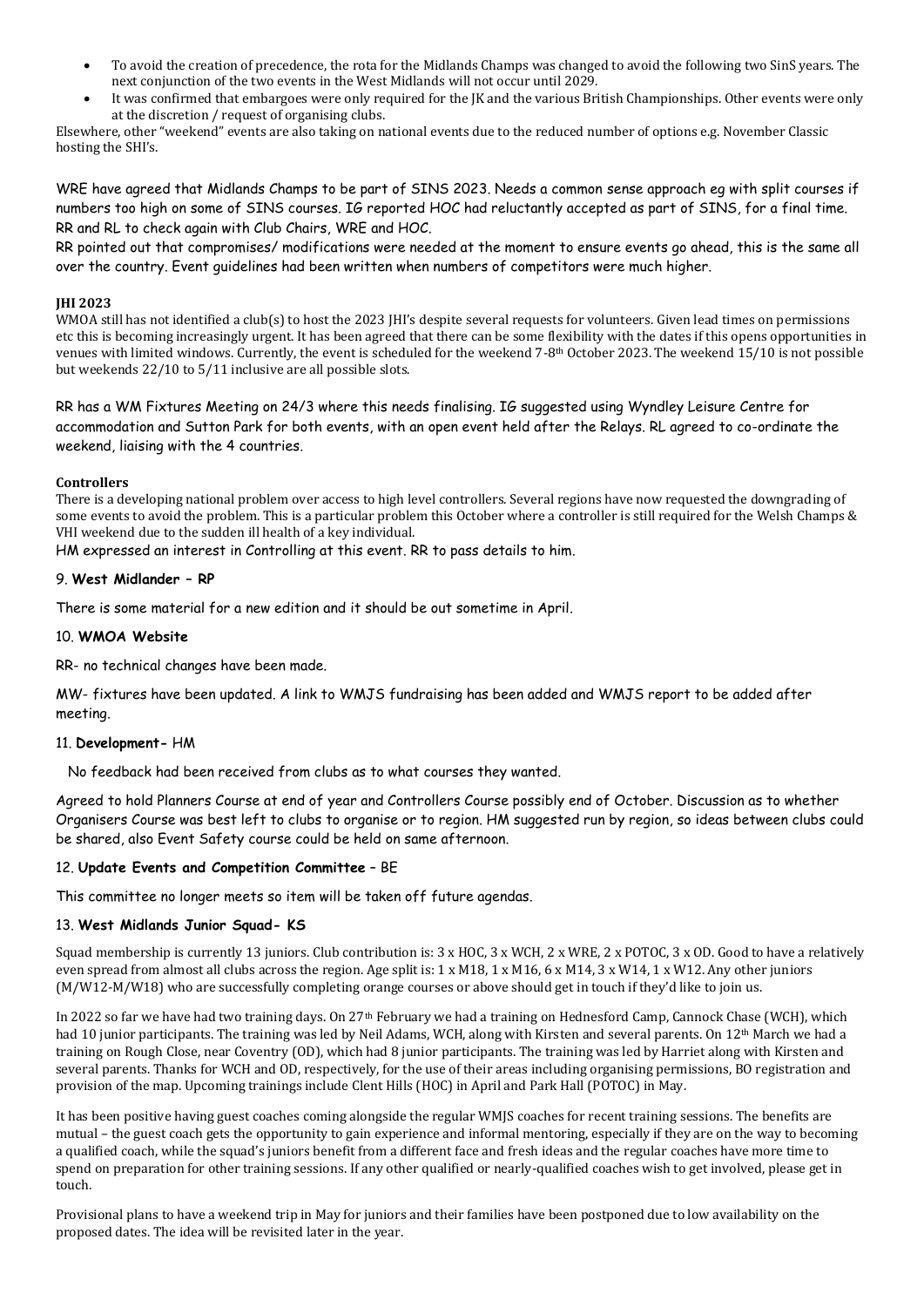- To avoid the creation of precedence, the rota for the Midlands Champs was changed to avoid the following two SinS years. The next conjunction of the two events in the West Midlands will not occur until 2029.
- It was confirmed that embargoes were only required for the JK and the various British Championships. Other events were only at the discretion / request of organising clubs.

Elsewhere, other "weekend" events are also taking on national events due to the reduced number of options e.g. November Classic hosting the SHI's.

WRE have agreed that Midlands Champs to be part of SINS 2023. Needs a common sense approach eg with split courses if numbers too high on some of SINS courses. IG reported HOC had reluctantly accepted as part of SINS, for a final time. RR and RL to check again with Club Chairs, WRE and HOC.

RR pointed out that compromises/ modifications were needed at the moment to ensure events go ahead, this is the same all over the country. Event guidelines had been written when numbers of competitors were much higher.

**JHI 2023**

WMOA still has not identified a club(s) to host the 2023 JHI's despite several requests for volunteers. Given lead times on permissions etc this is becoming increasingly urgent. It has been agreed that there can be some flexibility with the dates if this opens opportunities in venues with limited windows. Currently, the event is scheduled for the weekend 7-8th October 2023. The weekend 15/10 is not possible but weekends 22/10 to 5/11 inclusive are all possible slots.

RR has a WM Fixtures Meeting on 24/3 where this needs finalising. IG suggested using Wyndley Leisure Centre for accommodation and Sutton Park for both events, with an open event held after the Relays. RL agreed to co-ordinate the weekend, liaising with the 4 countries.

**Controllers**

There is a developing national problem over access to high level controllers. Several regions have now requested the downgrading of some events to avoid the problem. This is a particular problem this October where a controller is still required for the Welsh Champs & VHI weekend due to the sudden ill health of a key individual.

HM expressed an interest in Controlling at this event. RR to pass details to him.

9. **West Midlander – RP**

There is some material for a new edition and it should be out sometime in April.

10. **WMOA Website**

RR- no technical changes have been made.

MW- fixtures have been updated. A link to WMJS fundraising has been added and WMJS report to be added after meeting.

11. **Development-** HM

No feedback had been received from clubs as to what courses they wanted.

Agreed to hold Planners Course at end of year and Controllers Course possibly end of October. Discussion as to whether Organisers Course was best left to clubs to organise or to region. HM suggested run by region, so ideas between clubs could be shared, also Event Safety course could be held on same afternoon.

12. **Update Events and Competition Committee** – BE

This committee no longer meets so item will be taken off future agendas.

13. **West Midlands Junior Squad- KS**

Squad membership is currently 13 juniors. Club contribution is: 3 x HOC, 3 x WCH, 2 x WRE, 2 x POTOC, 3 x OD. Good to have a relatively even spread from almost all clubs across the region. Age split is: 1 x M18, 1 x M16, 6 x M14, 3 x W14, 1 x W12. Any other juniors (M/W12-M/W18) who are successfully completing orange courses or above should get in touch if they'd like to join us.

In 2022 so far we have had two training days. On 27th February we had a training on Hednesford Camp, Cannock Chase (WCH), which had 10 junior participants. The training was led by Neil Adams, WCH, along with Kirsten and several parents. On 12th March we had a training on Rough Close, near Coventry (OD), which had 8 junior participants. The training was led by Harriet along with Kirsten and several parents. Thanks for WCH and OD, respectively, for the use of their areas including organising permissions, BO registration and provision of the map. Upcoming trainings include Clent Hills (HOC) in April and Park Hall (POTOC) in May.

It has been positive having guest coaches coming alongside the regular WMJS coaches for recent training sessions. The benefits are mutual – the guest coach gets the opportunity to gain experience and informal mentoring, especially if they are on the way to becoming a qualified coach, while the squad's juniors benefit from a different face and fresh ideas and the regular coaches have more time to spend on preparation for other training sessions. If any other qualified or nearly-qualified coaches wish to get involved, please get in touch.

Provisional plans to have a weekend trip in May for juniors and their families have been postponed due to low availability on the proposed dates. The idea will be revisited later in the year.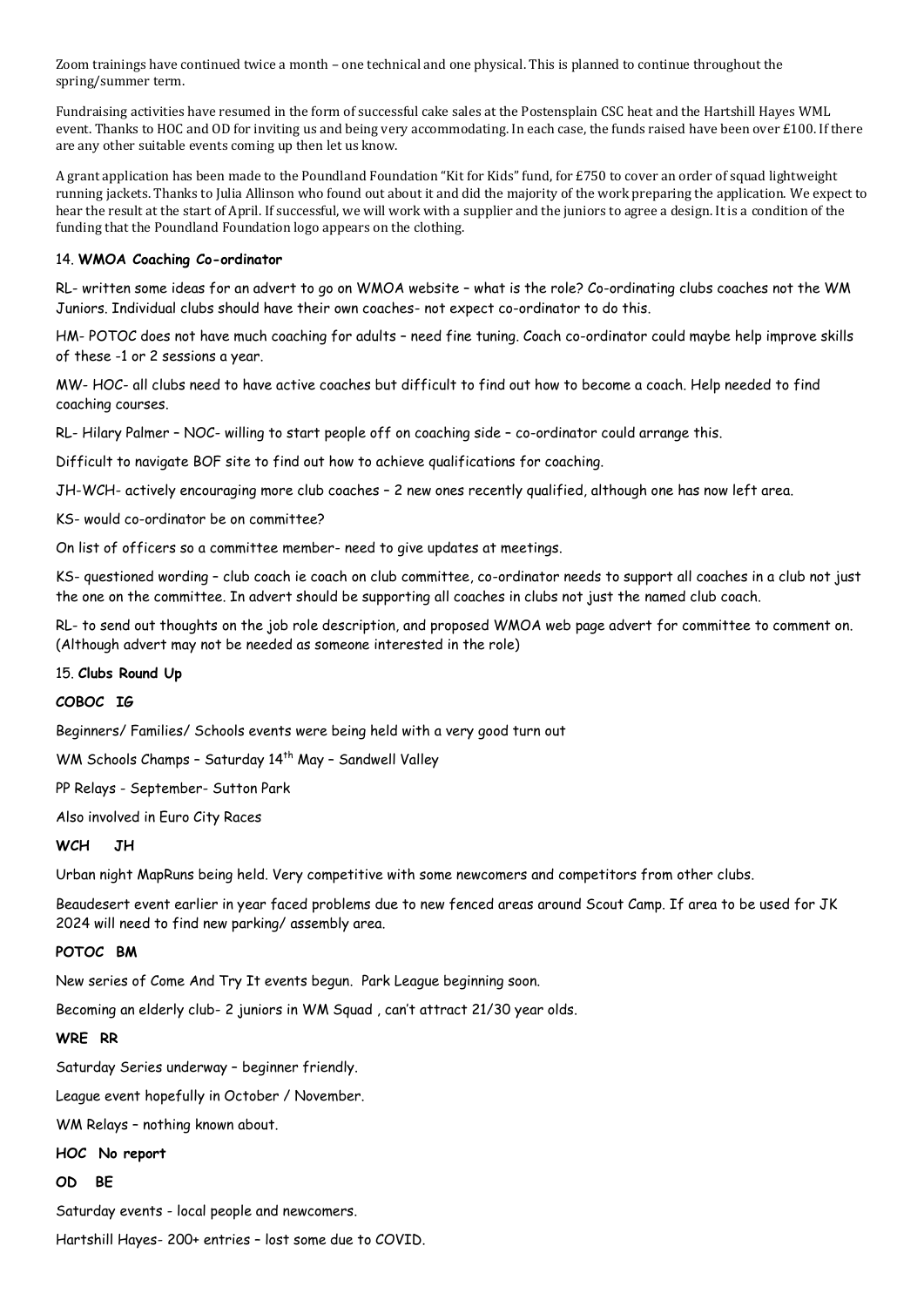Zoom trainings have continued twice a month – one technical and one physical. This is planned to continue throughout the spring/summer term.

Fundraising activities have resumed in the form of successful cake sales at the Postensplain CSC heat and the Hartshill Hayes WML event. Thanks to HOC and OD for inviting us and being very accommodating. In each case, the funds raised have been over £100. If there are any other suitable events coming up then let us know.

A grant application has been made to the Poundland Foundation "Kit for Kids" fund, for £750 to cover an order of squad lightweight running jackets. Thanks to Julia Allinson who found out about it and did the majority of the work preparing the application. We expect to hear the result at the start of April. If successful, we will work with a supplier and the juniors to agree a design. It is a condition of the funding that the Poundland Foundation logo appears on the clothing.

14. **WMOA Coaching Co-ordinator**

RL- written some ideas for an advert to go on WMOA website – what is the role? Co-ordinating clubs coaches not the WM Juniors. Individual clubs should have their own coaches- not expect co-ordinator to do this.

HM- POTOC does not have much coaching for adults – need fine tuning. Coach co-ordinator could maybe help improve skills of these -1 or 2 sessions a year.

MW- HOC- all clubs need to have active coaches but difficult to find out how to become a coach. Help needed to find coaching courses.

RL- Hilary Palmer – NOC- willing to start people off on coaching side – co-ordinator could arrange this.

Difficult to navigate BOF site to find out how to achieve qualifications for coaching.

JH-WCH- actively encouraging more club coaches – 2 new ones recently qualified, although one has now left area.

KS- would co-ordinator be on committee?

On list of officers so a committee member- need to give updates at meetings.

KS- questioned wording – club coach ie coach on club committee, co-ordinator needs to support all coaches in a club not just the one on the committee. In advert should be supporting all coaches in clubs not just the named club coach.

RL- to send out thoughts on the job role description, and proposed WMOA web page advert for committee to comment on. (Although advert may not be needed as someone interested in the role)

15. **Clubs Round Up**

**COBOC IG**

Beginners/ Families/ Schools events were being held with a very good turn out

WM Schools Champs – Saturday 14th May – Sandwell Valley

PP Relays - September- Sutton Park

Also involved in Euro City Races

**WCH JH**

Urban night MapRuns being held. Very competitive with some newcomers and competitors from other clubs.

Beaudesert event earlier in year faced problems due to new fenced areas around Scout Camp. If area to be used for JK 2024 will need to find new parking/ assembly area.

**POTOC BM**

New series of Come And Try It events begun. Park League beginning soon.

Becoming an elderly club- 2 juniors in WM Squad , can't attract 21/30 year olds.

**WRE RR**

Saturday Series underway – beginner friendly.

League event hopefully in October / November.

WM Relays – nothing known about.

**HOC No report**

**OD BE**

Saturday events - local people and newcomers.

Hartshill Hayes- 200+ entries – lost some due to COVID.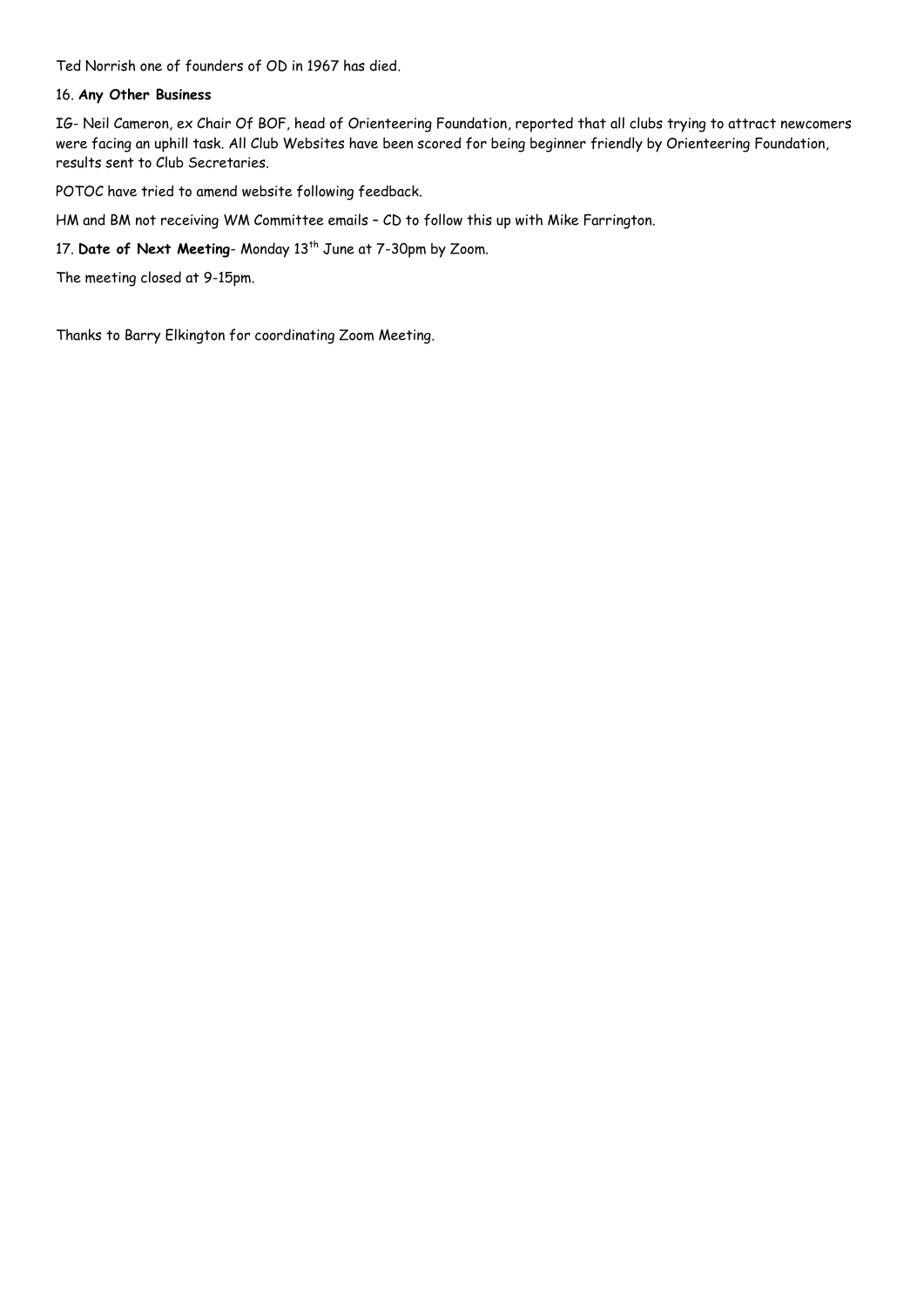Ted Norrish one of founders of OD in 1967 has died.

16. **Any Other Business**

IG- Neil Cameron, ex Chair Of BOF, head of Orienteering Foundation, reported that all clubs trying to attract newcomers were facing an uphill task. All Club Websites have been scored for being beginner friendly by Orienteering Foundation, results sent to Club Secretaries.

POTOC have tried to amend website following feedback.

HM and BM not receiving WM Committee emails – CD to follow this up with Mike Farrington.

17. **Date of Next Meeting**- Monday 13th June at 7-30pm by Zoom.

The meeting closed at 9-15pm.

Thanks to Barry Elkington for coordinating Zoom Meeting.